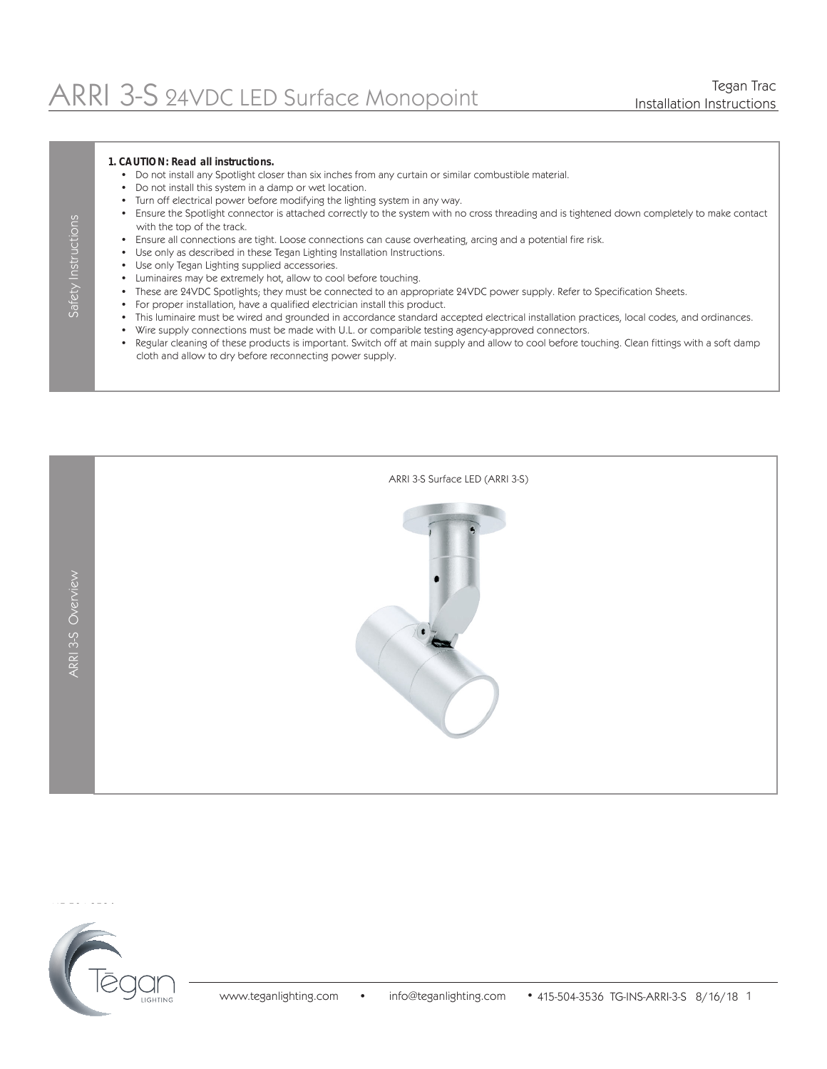# ARRI 3-S 24VDC LED Surface Monopoint

Tegan Trac
Installation Instructions

## Safety Instructions

**1. CAUTION: Read all instructions.**

- Do not install any Spotlight closer than six inches from any curtain or similar combustible material.
- Do not install this system in a damp or wet location.
- Turn off electrical power before modifying the lighting system in any way.
- Ensure the Spotlight connector is attached correctly to the system with no cross threading and is tightened down completely to make contact with the top of the track.
- Ensure all connections are tight. Loose connections can cause overheating, arcing and a potential fire risk.
- Use only as described in these Tegan Lighting Installation Instructions.
- Use only Tegan Lighting supplied accessories.
- Luminaires may be extremely hot, allow to cool before touching.
- These are 24VDC Spotlights; they must be connected to an appropriate 24VDC power supply. Refer to Specification Sheets.
- For proper installation, have a qualified electrician install this product.
- This luminaire must be wired and grounded in accordance standard accepted electrical installation practices, local codes, and ordinances.
- Wire supply connections must be made with U.L. or comparible testing agency-approved connectors.
- Regular cleaning of these products is important. Switch off at main supply and allow to cool before touching. Clean fittings with a soft damp cloth and allow to dry before reconnecting power supply.

## ARRI 3-S Overview

ARRI 3-S Surface LED (ARRI 3-S)

www.teganlighting.com • info@teganlighting.com • 415-504-3536 TG-INS-ARRI-3-S 8/16/18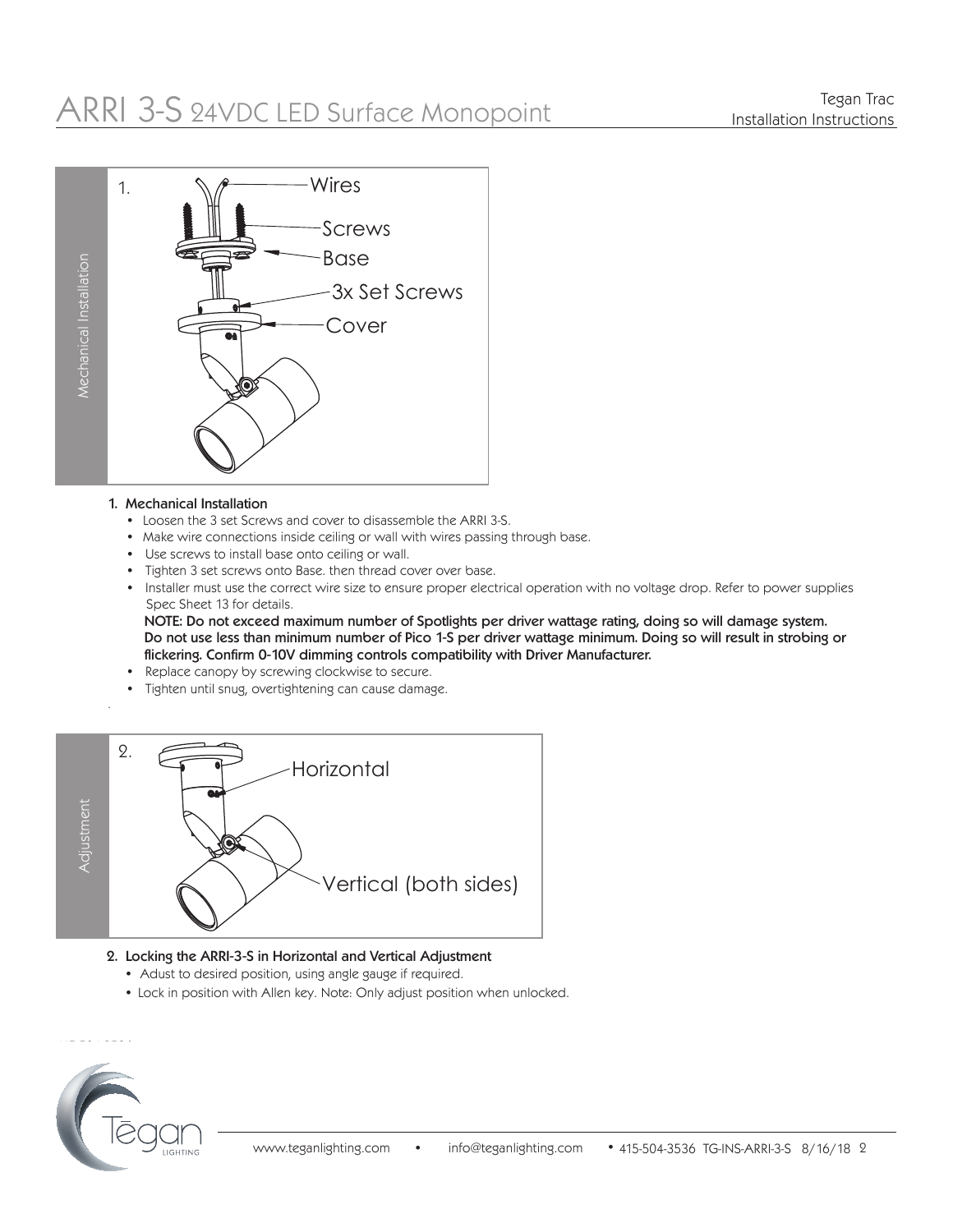# ARRI 3-S 24VDC LED Surface Monopoint

Tegan Trac
Installation Instructions

Mechanical Installation

1. Wires
Screws
Base
3x Set Screws
Cover

**1. Mechanical Installation**

- Loosen the 3 set Screws and cover to disassemble the ARRI 3-S.
- Make wire connections inside ceiling or wall with wires passing through base.
- Use screws to install base onto ceiling or wall.
- Tighten 3 set screws onto Base. then thread cover over base.
- Installer must use the correct wire size to ensure proper electrical operation with no voltage drop. Refer to power supplies Spec Sheet 13 for details.

  **NOTE: Do not exceed maximum number of Spotlights per driver wattage rating, doing so will damage system. Do not use less than minimum number of Pico 1-S per driver wattage minimum. Doing so will result in strobing or flickering. Confirm 0-10V dimming controls compatibility with Driver Manufacturer.**
- Replace canopy by screwing clockwise to secure.
- Tighten until snug, overtightening can cause damage.

Adjustment

2. Horizontal
Vertical (both sides)

**2. Locking the ARRI-3-S in Horizontal and Vertical Adjustment**

- Adust to desired position, using angle gauge if required.
- Lock in position with Allen key. Note: Only adjust position when unlocked.

Tēgan LIGHTING

www.teganlighting.com • info@teganlighting.com • 415-504-3536 TG-INS-ARRI-3-S 8/16/18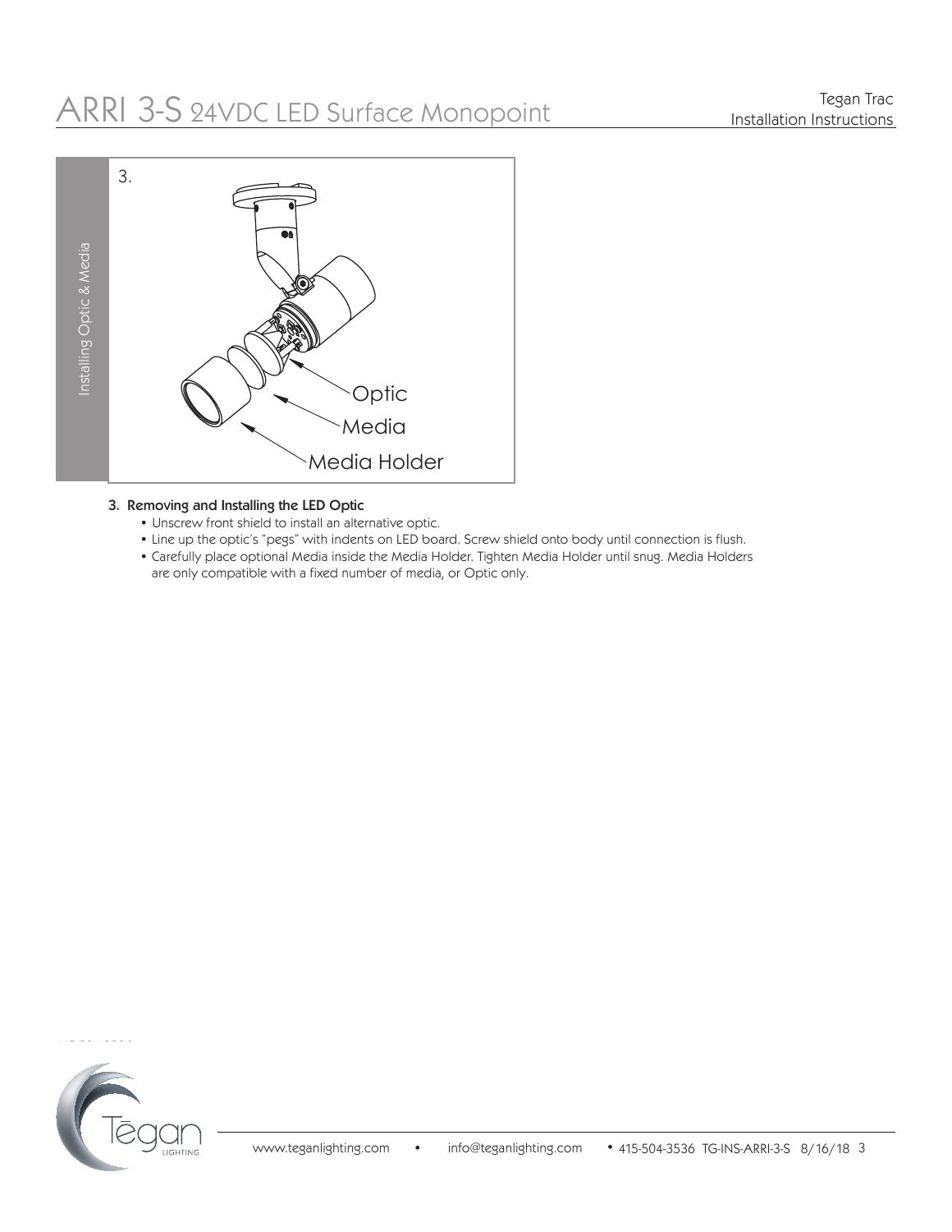3.

Installing Optic & Media

Optic

Media

Media Holder

**3. Removing and Installing the LED Optic**

- Unscrew front shield to install an alternative optic.
- Line up the optic's "pegs" with indents on LED board. Screw shield onto body until connection is flush.
- Carefully place optional Media inside the Media Holder. Tighten Media Holder until snug. Media Holders are only compatible with a fixed number of media, or Optic only.